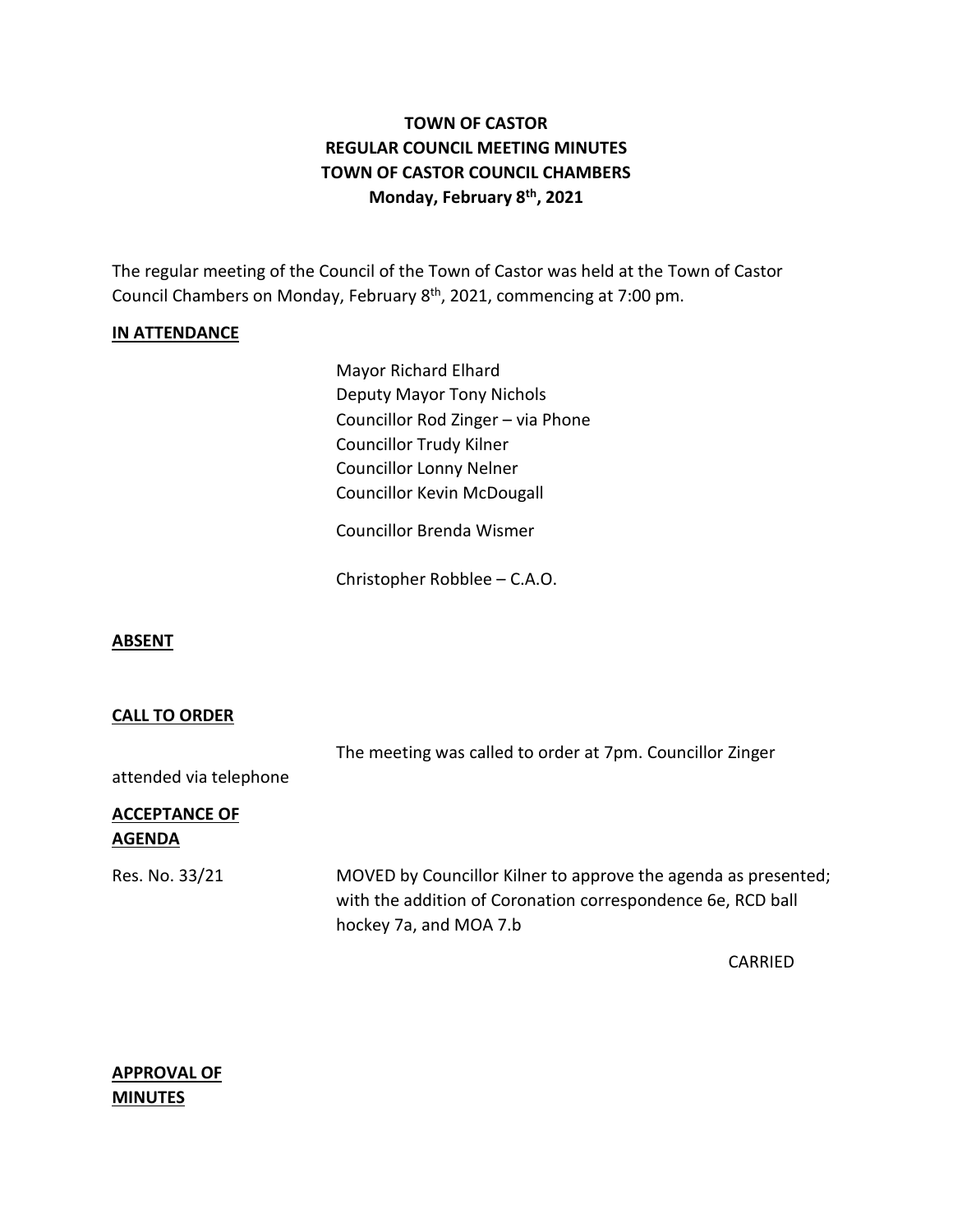# TOWN OF CASTOR
## REGULAR COUNCIL MEETING MINUTES
## TOWN OF CASTOR COUNCIL CHAMBERS
## Monday, February 8th, 2021

The regular meeting of the Council of the Town of Castor was held at the Town of Castor Council Chambers on Monday, February 8th, 2021, commencing at 7:00 pm.

**IN ATTENDANCE**

Mayor Richard Elhard
Deputy Mayor Tony Nichols
Councillor Rod Zinger – via Phone
Councillor Trudy Kilner
Councillor Lonny Nelner
Councillor Kevin McDougall

Councillor Brenda Wismer

Christopher Robblee – C.A.O.

**ABSENT**

**CALL TO ORDER**

The meeting was called to order at 7pm. Councillor Zinger attended via telephone

**ACCEPTANCE OF AGENDA**

Res. No. 33/21

MOVED by Councillor Kilner to approve the agenda as presented; with the addition of Coronation correspondence 6e, RCD ball hockey 7a, and MOA 7.b

CARRIED

**APPROVAL OF MINUTES**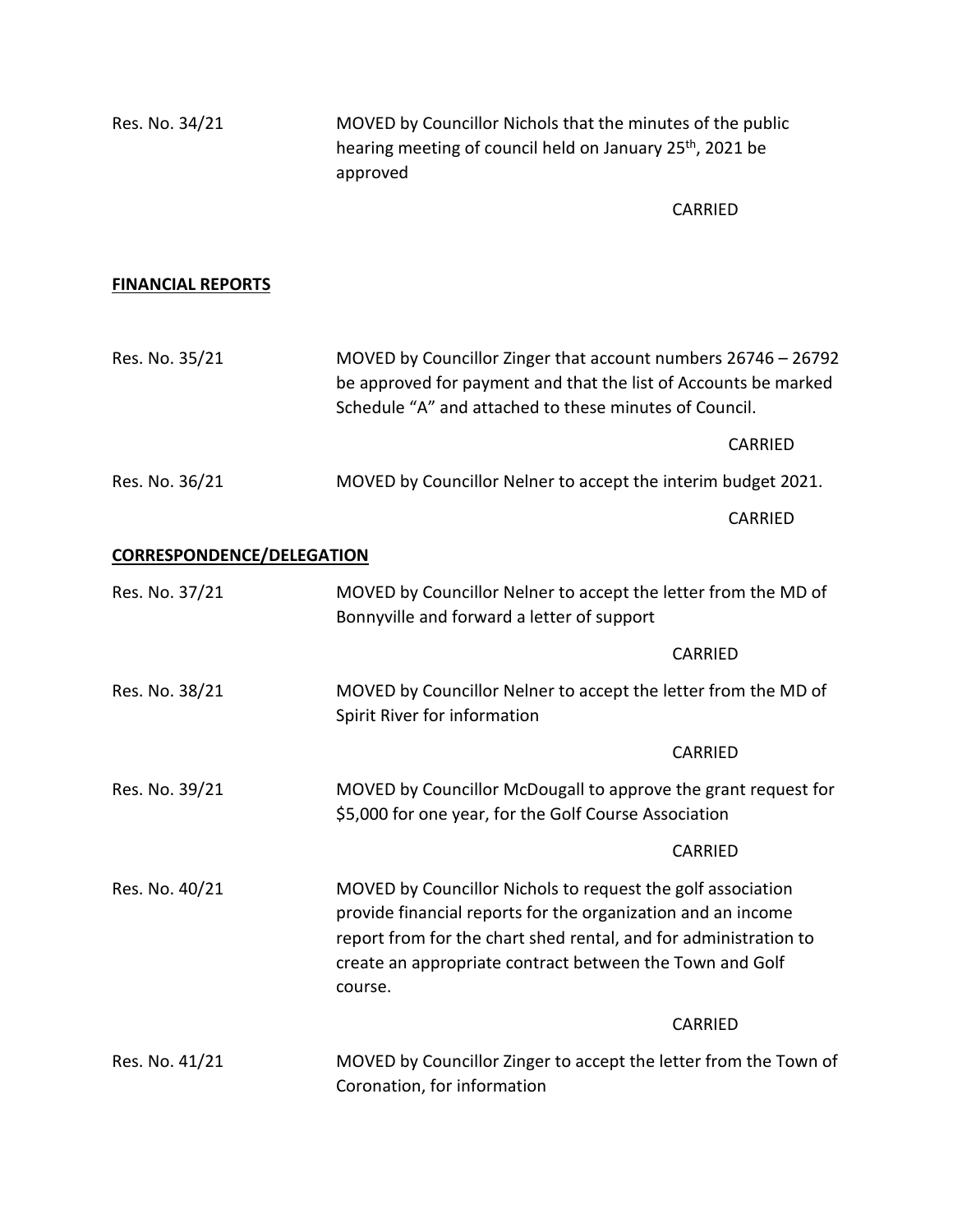Res. No. 34/21 MOVED by Councillor Nichols that the minutes of the public hearing meeting of council held on January 25th, 2021 be approved

CARRIED

**FINANCIAL REPORTS**

Res. No. 35/21 MOVED by Councillor Zinger that account numbers 26746 – 26792 be approved for payment and that the list of Accounts be marked Schedule "A" and attached to these minutes of Council.

CARRIED

Res. No. 36/21 MOVED by Councillor Nelner to accept the interim budget 2021.

CARRIED

**CORRESPONDENCE/DELEGATION**

Res. No. 37/21 MOVED by Councillor Nelner to accept the letter from the MD of Bonnyville and forward a letter of support

CARRIED

Res. No. 38/21 MOVED by Councillor Nelner to accept the letter from the MD of Spirit River for information

CARRIED

Res. No. 39/21 MOVED by Councillor McDougall to approve the grant request for $5,000 for one year, for the Golf Course Association

CARRIED

Res. No. 40/21 MOVED by Councillor Nichols to request the golf association provide financial reports for the organization and an income report from for the chart shed rental, and for administration to create an appropriate contract between the Town and Golf course.

CARRIED

Res. No. 41/21 MOVED by Councillor Zinger to accept the letter from the Town of Coronation, for information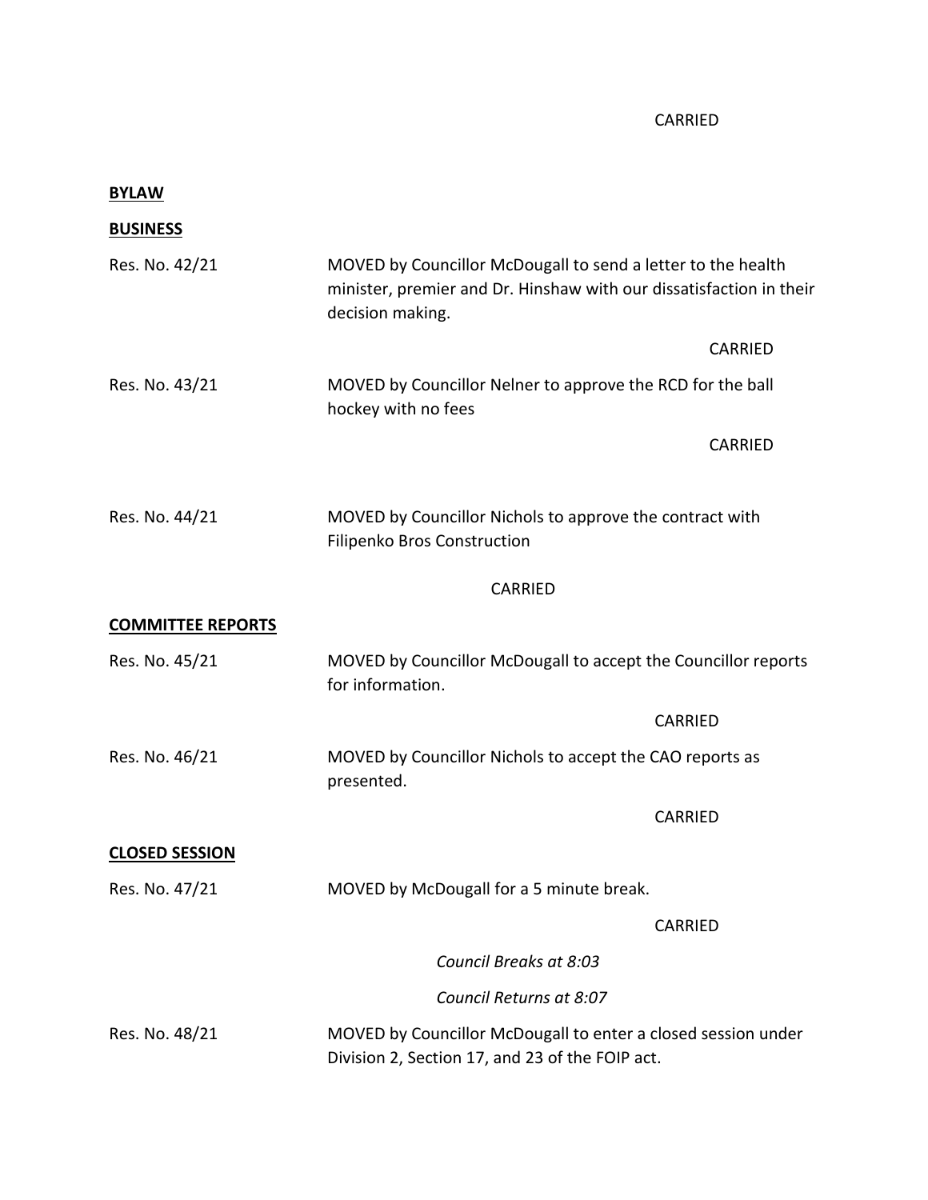CARRIED

**BYLAW**

**BUSINESS**

Res. No. 42/21 MOVED by Councillor McDougall to send a letter to the health minister, premier and Dr. Hinshaw with our dissatisfaction in their decision making.

CARRIED

Res. No. 43/21 MOVED by Councillor Nelner to approve the RCD for the ball hockey with no fees

CARRIED

Res. No. 44/21 MOVED by Councillor Nichols to approve the contract with Filipenko Bros Construction

CARRIED

**COMMITTEE REPORTS**

Res. No. 45/21 MOVED by Councillor McDougall to accept the Councillor reports for information.

CARRIED

Res. No. 46/21 MOVED by Councillor Nichols to accept the CAO reports as presented.

CARRIED

**CLOSED SESSION**

Res. No. 47/21 MOVED by McDougall for a 5 minute break.

CARRIED

*Council Breaks at 8:03*

*Council Returns at 8:07*

Res. No. 48/21 MOVED by Councillor McDougall to enter a closed session under Division 2, Section 17, and 23 of the FOIP act.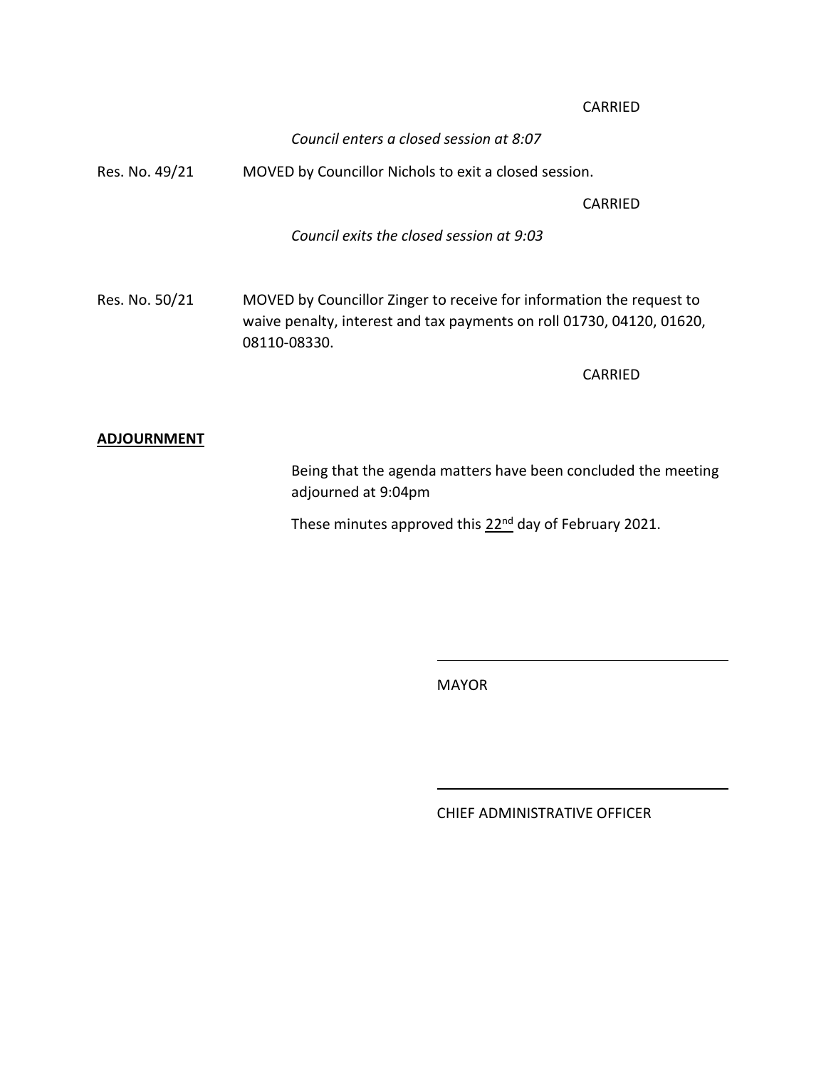CARRIED

*Council enters a closed session at 8:07*

Res. No. 49/21 MOVED by Councillor Nichols to exit a closed session.

CARRIED

*Council exits the closed session at 9:03*

Res. No. 50/21 MOVED by Councillor Zinger to receive for information the request to waive penalty, interest and tax payments on roll 01730, 04120, 01620, 08110-08330.

CARRIED

**ADJOURNMENT**

Being that the agenda matters have been concluded the meeting adjourned at 9:04pm

These minutes approved this 22nd day of February 2021.

\_\_\_\_\_\_\_\_\_\_\_\_\_\_\_\_\_\_\_\_\_\_\_\_\_\_\_\_\_\_\_\_\_\_

MAYOR

\_\_\_\_\_\_\_\_\_\_\_\_\_\_\_\_\_\_\_\_\_\_\_\_\_\_\_\_\_\_\_\_\_\_

CHIEF ADMINISTRATIVE OFFICER